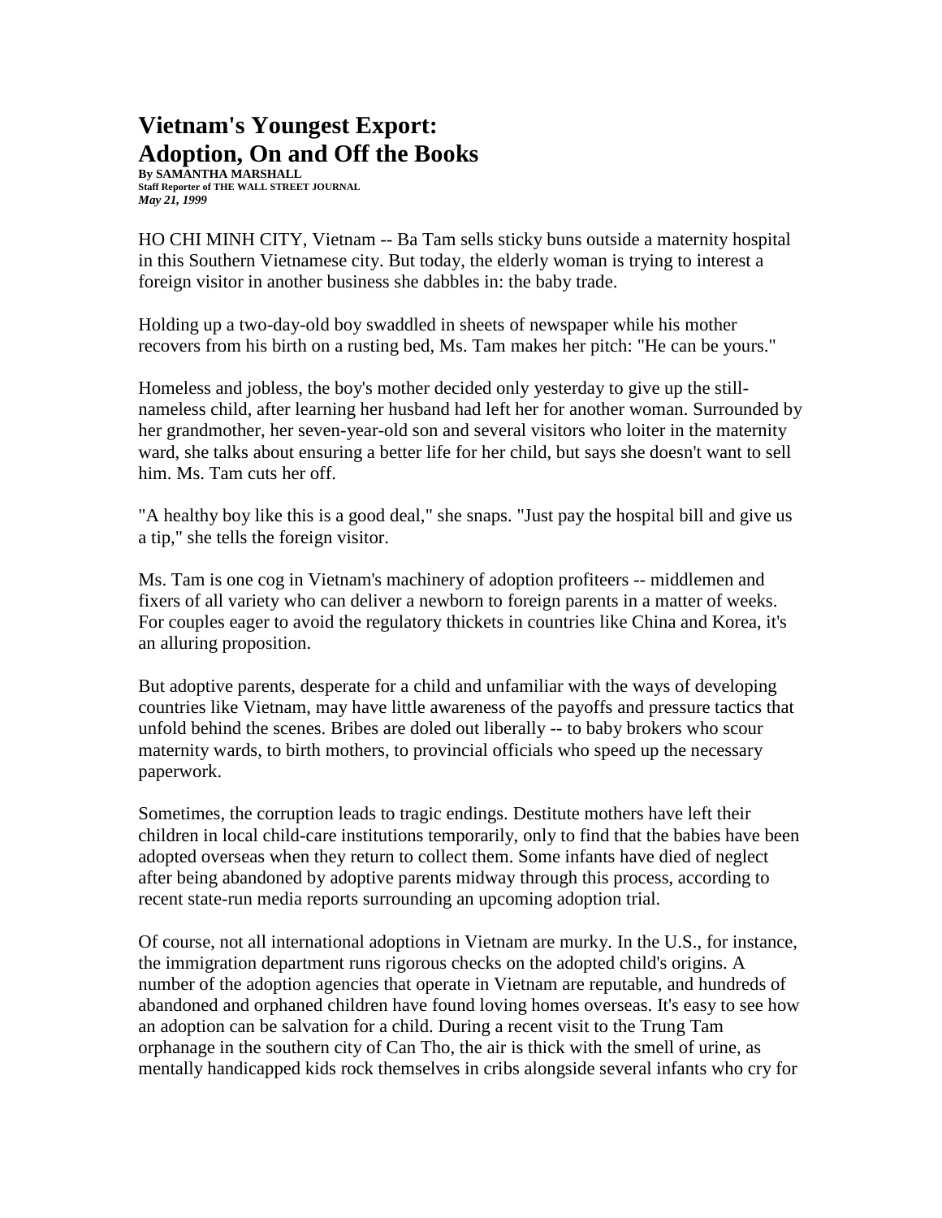# Vietnam's Youngest Export: Adoption, On and Off the Books

**By SAMANTHA MARSHALL**
**Staff Reporter of THE WALL STREET JOURNAL**
***May 21, 1999***

HO CHI MINH CITY, Vietnam -- Ba Tam sells sticky buns outside a maternity hospital in this Southern Vietnamese city. But today, the elderly woman is trying to interest a foreign visitor in another business she dabbles in: the baby trade.

Holding up a two-day-old boy swaddled in sheets of newspaper while his mother recovers from his birth on a rusting bed, Ms. Tam makes her pitch: "He can be yours."

Homeless and jobless, the boy's mother decided only yesterday to give up the still-nameless child, after learning her husband had left her for another woman. Surrounded by her grandmother, her seven-year-old son and several visitors who loiter in the maternity ward, she talks about ensuring a better life for her child, but says she doesn't want to sell him. Ms. Tam cuts her off.

"A healthy boy like this is a good deal," she snaps. "Just pay the hospital bill and give us a tip," she tells the foreign visitor.

Ms. Tam is one cog in Vietnam's machinery of adoption profiteers -- middlemen and fixers of all variety who can deliver a newborn to foreign parents in a matter of weeks. For couples eager to avoid the regulatory thickets in countries like China and Korea, it's an alluring proposition.

But adoptive parents, desperate for a child and unfamiliar with the ways of developing countries like Vietnam, may have little awareness of the payoffs and pressure tactics that unfold behind the scenes. Bribes are doled out liberally -- to baby brokers who scour maternity wards, to birth mothers, to provincial officials who speed up the necessary paperwork.

Sometimes, the corruption leads to tragic endings. Destitute mothers have left their children in local child-care institutions temporarily, only to find that the babies have been adopted overseas when they return to collect them. Some infants have died of neglect after being abandoned by adoptive parents midway through this process, according to recent state-run media reports surrounding an upcoming adoption trial.

Of course, not all international adoptions in Vietnam are murky. In the U.S., for instance, the immigration department runs rigorous checks on the adopted child's origins. A number of the adoption agencies that operate in Vietnam are reputable, and hundreds of abandoned and orphaned children have found loving homes overseas. It's easy to see how an adoption can be salvation for a child. During a recent visit to the Trung Tam orphanage in the southern city of Can Tho, the air is thick with the smell of urine, as mentally handicapped kids rock themselves in cribs alongside several infants who cry for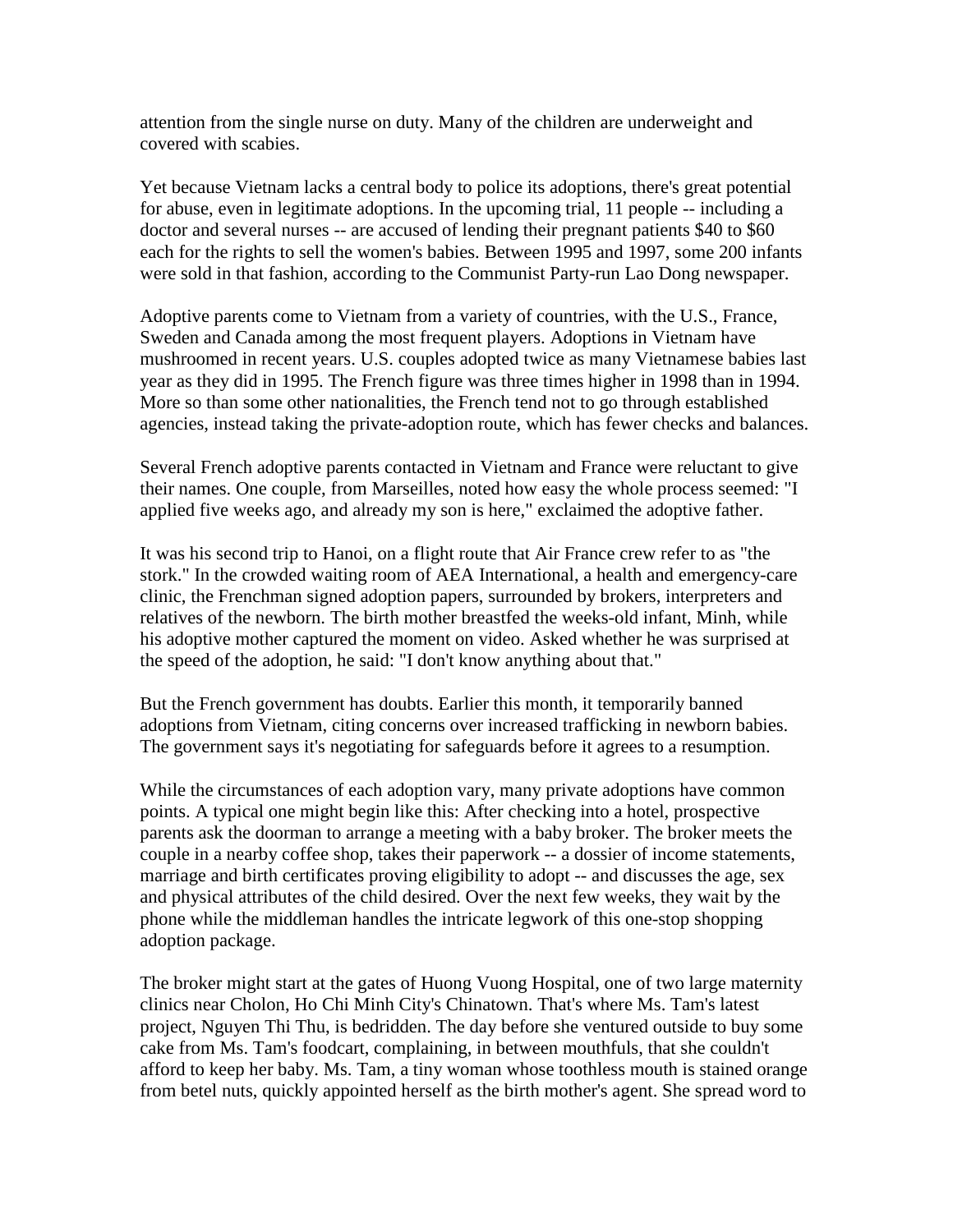attention from the single nurse on duty. Many of the children are underweight and covered with scabies.

Yet because Vietnam lacks a central body to police its adoptions, there's great potential for abuse, even in legitimate adoptions. In the upcoming trial, 11 people -- including a doctor and several nurses -- are accused of lending their pregnant patients $40 to $60 each for the rights to sell the women's babies. Between 1995 and 1997, some 200 infants were sold in that fashion, according to the Communist Party-run Lao Dong newspaper.

Adoptive parents come to Vietnam from a variety of countries, with the U.S., France, Sweden and Canada among the most frequent players. Adoptions in Vietnam have mushroomed in recent years. U.S. couples adopted twice as many Vietnamese babies last year as they did in 1995. The French figure was three times higher in 1998 than in 1994. More so than some other nationalities, the French tend not to go through established agencies, instead taking the private-adoption route, which has fewer checks and balances.

Several French adoptive parents contacted in Vietnam and France were reluctant to give their names. One couple, from Marseilles, noted how easy the whole process seemed: "I applied five weeks ago, and already my son is here," exclaimed the adoptive father.

It was his second trip to Hanoi, on a flight route that Air France crew refer to as "the stork." In the crowded waiting room of AEA International, a health and emergency-care clinic, the Frenchman signed adoption papers, surrounded by brokers, interpreters and relatives of the newborn. The birth mother breastfed the weeks-old infant, Minh, while his adoptive mother captured the moment on video. Asked whether he was surprised at the speed of the adoption, he said: "I don't know anything about that."

But the French government has doubts. Earlier this month, it temporarily banned adoptions from Vietnam, citing concerns over increased trafficking in newborn babies. The government says it's negotiating for safeguards before it agrees to a resumption.

While the circumstances of each adoption vary, many private adoptions have common points. A typical one might begin like this: After checking into a hotel, prospective parents ask the doorman to arrange a meeting with a baby broker. The broker meets the couple in a nearby coffee shop, takes their paperwork -- a dossier of income statements, marriage and birth certificates proving eligibility to adopt -- and discusses the age, sex and physical attributes of the child desired. Over the next few weeks, they wait by the phone while the middleman handles the intricate legwork of this one-stop shopping adoption package.

The broker might start at the gates of Huong Vuong Hospital, one of two large maternity clinics near Cholon, Ho Chi Minh City's Chinatown. That's where Ms. Tam's latest project, Nguyen Thi Thu, is bedridden. The day before she ventured outside to buy some cake from Ms. Tam's foodcart, complaining, in between mouthfuls, that she couldn't afford to keep her baby. Ms. Tam, a tiny woman whose toothless mouth is stained orange from betel nuts, quickly appointed herself as the birth mother's agent. She spread word to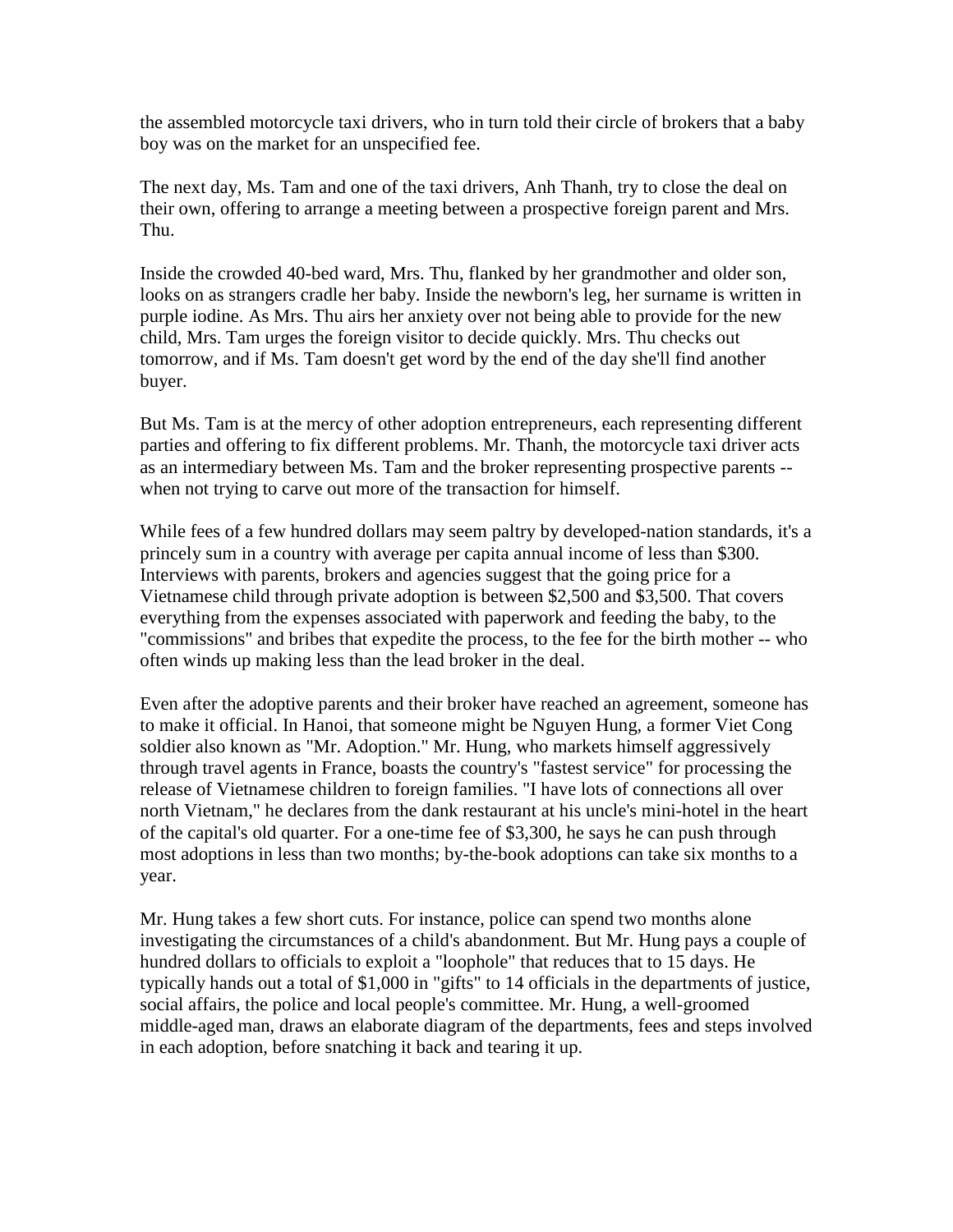the assembled motorcycle taxi drivers, who in turn told their circle of brokers that a baby boy was on the market for an unspecified fee.

The next day, Ms. Tam and one of the taxi drivers, Anh Thanh, try to close the deal on their own, offering to arrange a meeting between a prospective foreign parent and Mrs. Thu.

Inside the crowded 40-bed ward, Mrs. Thu, flanked by her grandmother and older son, looks on as strangers cradle her baby. Inside the newborn's leg, her surname is written in purple iodine. As Mrs. Thu airs her anxiety over not being able to provide for the new child, Mrs. Tam urges the foreign visitor to decide quickly. Mrs. Thu checks out tomorrow, and if Ms. Tam doesn't get word by the end of the day she'll find another buyer.

But Ms. Tam is at the mercy of other adoption entrepreneurs, each representing different parties and offering to fix different problems. Mr. Thanh, the motorcycle taxi driver acts as an intermediary between Ms. Tam and the broker representing prospective parents -- when not trying to carve out more of the transaction for himself.

While fees of a few hundred dollars may seem paltry by developed-nation standards, it's a princely sum in a country with average per capita annual income of less than $300. Interviews with parents, brokers and agencies suggest that the going price for a Vietnamese child through private adoption is between $2,500 and $3,500. That covers everything from the expenses associated with paperwork and feeding the baby, to the "commissions" and bribes that expedite the process, to the fee for the birth mother -- who often winds up making less than the lead broker in the deal.

Even after the adoptive parents and their broker have reached an agreement, someone has to make it official. In Hanoi, that someone might be Nguyen Hung, a former Viet Cong soldier also known as "Mr. Adoption." Mr. Hung, who markets himself aggressively through travel agents in France, boasts the country's "fastest service" for processing the release of Vietnamese children to foreign families. "I have lots of connections all over north Vietnam," he declares from the dank restaurant at his uncle's mini-hotel in the heart of the capital's old quarter. For a one-time fee of $3,300, he says he can push through most adoptions in less than two months; by-the-book adoptions can take six months to a year.

Mr. Hung takes a few short cuts. For instance, police can spend two months alone investigating the circumstances of a child's abandonment. But Mr. Hung pays a couple of hundred dollars to officials to exploit a "loophole" that reduces that to 15 days. He typically hands out a total of $1,000 in "gifts" to 14 officials in the departments of justice, social affairs, the police and local people's committee. Mr. Hung, a well-groomed middle-aged man, draws an elaborate diagram of the departments, fees and steps involved in each adoption, before snatching it back and tearing it up.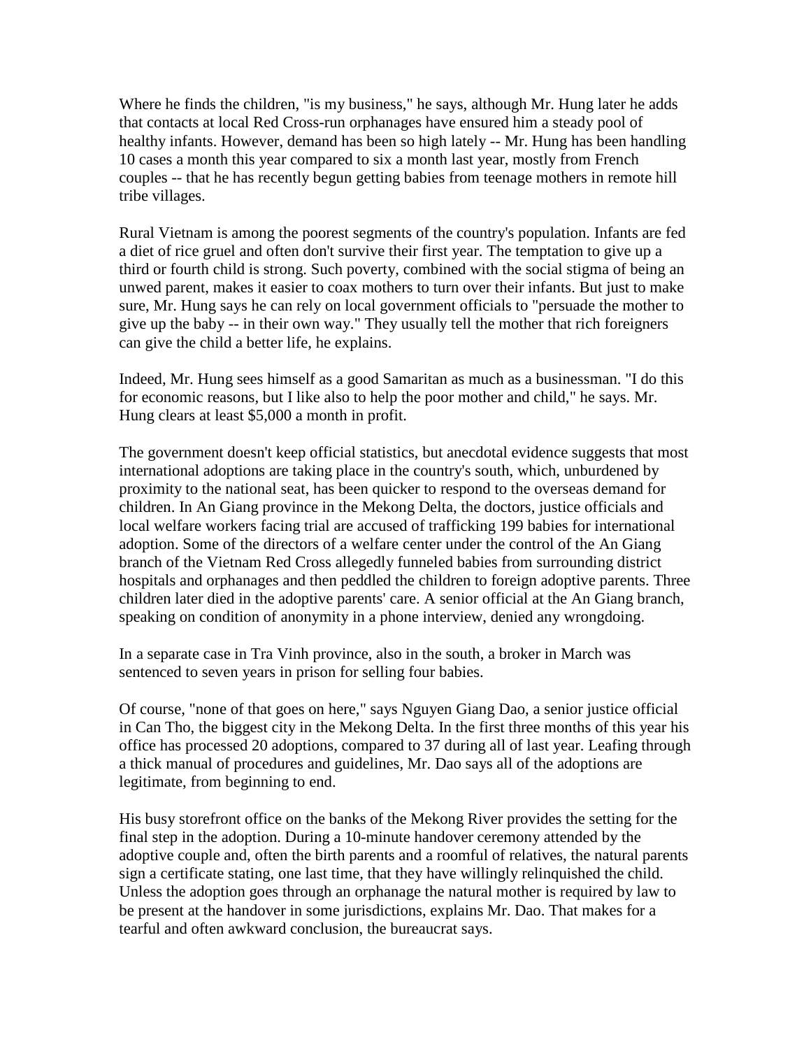Where he finds the children, "is my business," he says, although Mr. Hung later he adds that contacts at local Red Cross-run orphanages have ensured him a steady pool of healthy infants. However, demand has been so high lately -- Mr. Hung has been handling 10 cases a month this year compared to six a month last year, mostly from French couples -- that he has recently begun getting babies from teenage mothers in remote hill tribe villages.

Rural Vietnam is among the poorest segments of the country's population. Infants are fed a diet of rice gruel and often don't survive their first year. The temptation to give up a third or fourth child is strong. Such poverty, combined with the social stigma of being an unwed parent, makes it easier to coax mothers to turn over their infants. But just to make sure, Mr. Hung says he can rely on local government officials to "persuade the mother to give up the baby -- in their own way." They usually tell the mother that rich foreigners can give the child a better life, he explains.

Indeed, Mr. Hung sees himself as a good Samaritan as much as a businessman. "I do this for economic reasons, but I like also to help the poor mother and child," he says. Mr. Hung clears at least $5,000 a month in profit.

The government doesn't keep official statistics, but anecdotal evidence suggests that most international adoptions are taking place in the country's south, which, unburdened by proximity to the national seat, has been quicker to respond to the overseas demand for children. In An Giang province in the Mekong Delta, the doctors, justice officials and local welfare workers facing trial are accused of trafficking 199 babies for international adoption. Some of the directors of a welfare center under the control of the An Giang branch of the Vietnam Red Cross allegedly funneled babies from surrounding district hospitals and orphanages and then peddled the children to foreign adoptive parents. Three children later died in the adoptive parents' care. A senior official at the An Giang branch, speaking on condition of anonymity in a phone interview, denied any wrongdoing.

In a separate case in Tra Vinh province, also in the south, a broker in March was sentenced to seven years in prison for selling four babies.

Of course, "none of that goes on here," says Nguyen Giang Dao, a senior justice official in Can Tho, the biggest city in the Mekong Delta. In the first three months of this year his office has processed 20 adoptions, compared to 37 during all of last year. Leafing through a thick manual of procedures and guidelines, Mr. Dao says all of the adoptions are legitimate, from beginning to end.

His busy storefront office on the banks of the Mekong River provides the setting for the final step in the adoption. During a 10-minute handover ceremony attended by the adoptive couple and, often the birth parents and a roomful of relatives, the natural parents sign a certificate stating, one last time, that they have willingly relinquished the child. Unless the adoption goes through an orphanage the natural mother is required by law to be present at the handover in some jurisdictions, explains Mr. Dao. That makes for a tearful and often awkward conclusion, the bureaucrat says.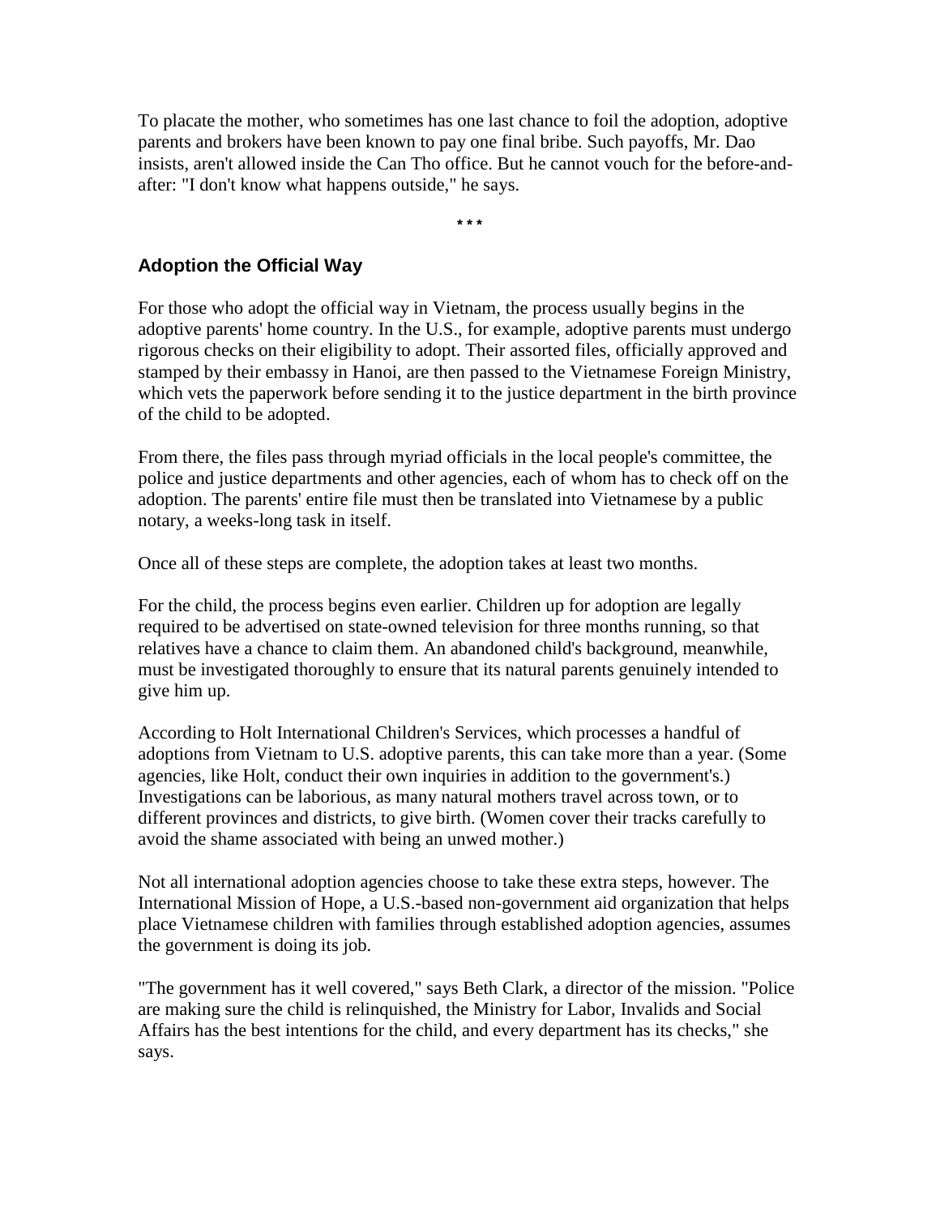To placate the mother, who sometimes has one last chance to foil the adoption, adoptive parents and brokers have been known to pay one final bribe. Such payoffs, Mr. Dao insists, aren't allowed inside the Can Tho office. But he cannot vouch for the before-and-after: "I don't know what happens outside," he says.

* * *

### Adoption the Official Way

For those who adopt the official way in Vietnam, the process usually begins in the adoptive parents' home country. In the U.S., for example, adoptive parents must undergo rigorous checks on their eligibility to adopt. Their assorted files, officially approved and stamped by their embassy in Hanoi, are then passed to the Vietnamese Foreign Ministry, which vets the paperwork before sending it to the justice department in the birth province of the child to be adopted.

From there, the files pass through myriad officials in the local people's committee, the police and justice departments and other agencies, each of whom has to check off on the adoption. The parents' entire file must then be translated into Vietnamese by a public notary, a weeks-long task in itself.

Once all of these steps are complete, the adoption takes at least two months.

For the child, the process begins even earlier. Children up for adoption are legally required to be advertised on state-owned television for three months running, so that relatives have a chance to claim them. An abandoned child's background, meanwhile, must be investigated thoroughly to ensure that its natural parents genuinely intended to give him up.

According to Holt International Children's Services, which processes a handful of adoptions from Vietnam to U.S. adoptive parents, this can take more than a year. (Some agencies, like Holt, conduct their own inquiries in addition to the government's.) Investigations can be laborious, as many natural mothers travel across town, or to different provinces and districts, to give birth. (Women cover their tracks carefully to avoid the shame associated with being an unwed mother.)

Not all international adoption agencies choose to take these extra steps, however. The International Mission of Hope, a U.S.-based non-government aid organization that helps place Vietnamese children with families through established adoption agencies, assumes the government is doing its job.

"The government has it well covered," says Beth Clark, a director of the mission. "Police are making sure the child is relinquished, the Ministry for Labor, Invalids and Social Affairs has the best intentions for the child, and every department has its checks," she says.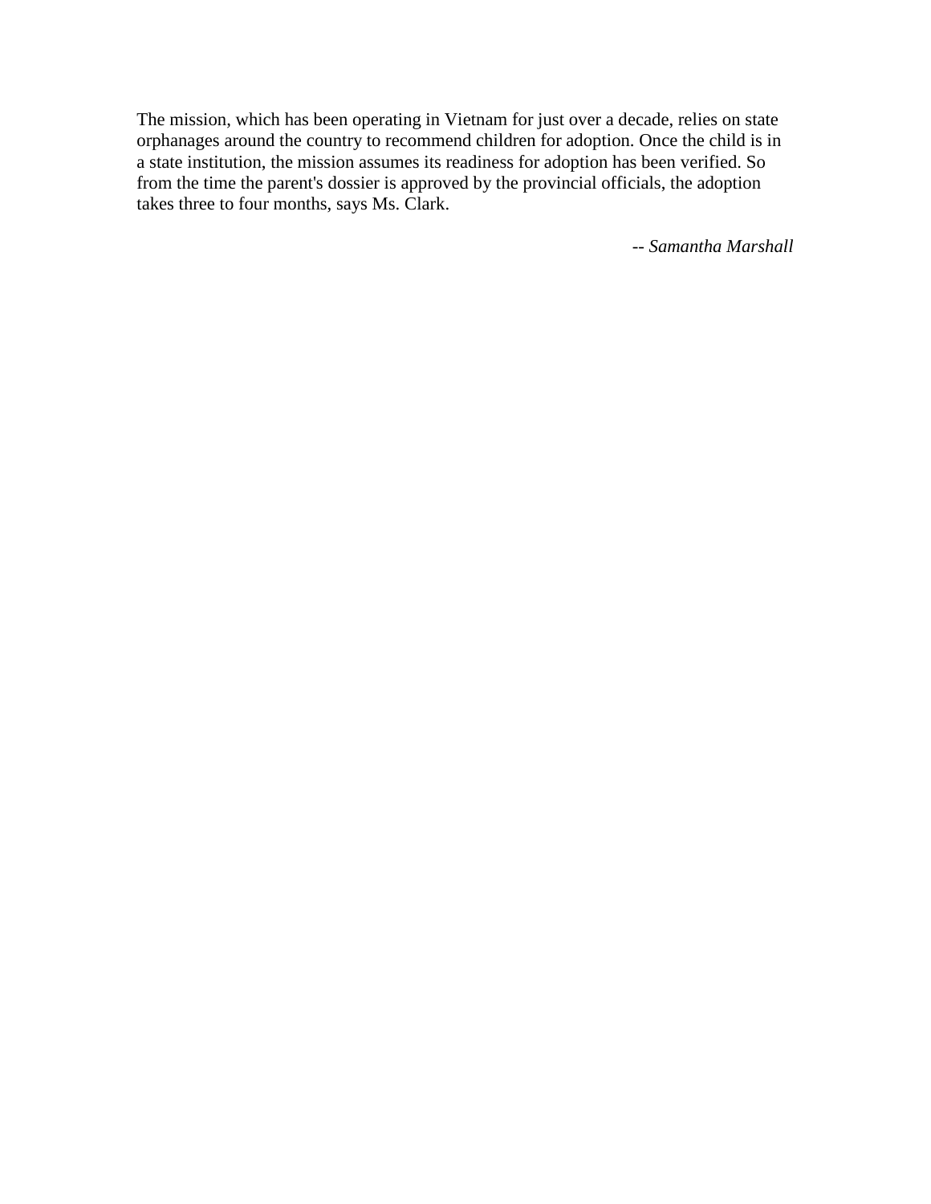The mission, which has been operating in Vietnam for just over a decade, relies on state orphanages around the country to recommend children for adoption. Once the child is in a state institution, the mission assumes its readiness for adoption has been verified. So from the time the parent's dossier is approved by the provincial officials, the adoption takes three to four months, says Ms. Clark.

-- *Samantha Marshall*